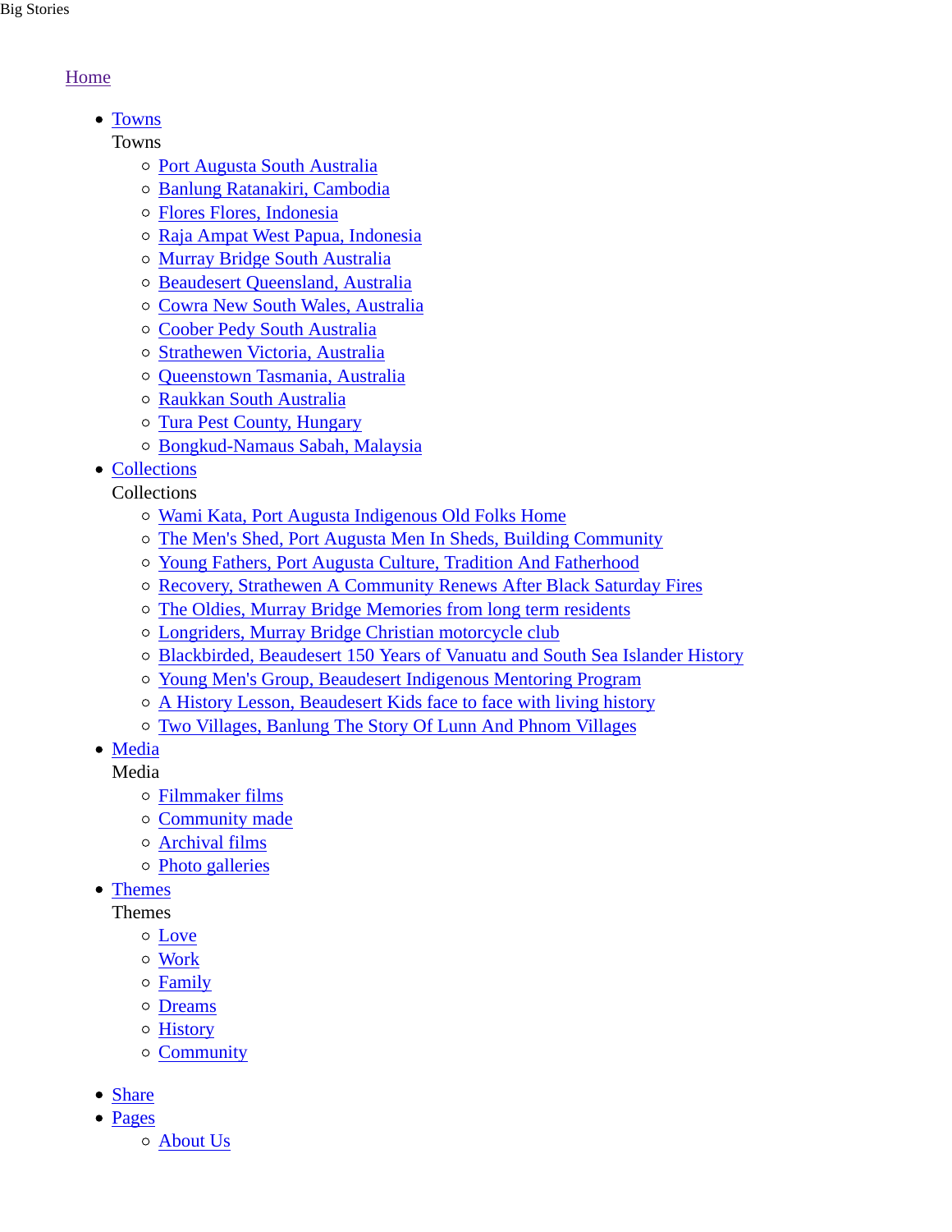Big Stories

Home

- Towns

  Towns
  - Port Augusta South Australia
  - Banlung Ratanakiri, Cambodia
  - Flores Flores, Indonesia
  - Raja Ampat West Papua, Indonesia
  - Murray Bridge South Australia
  - Beaudesert Queensland, Australia
  - Cowra New South Wales, Australia
  - Coober Pedy South Australia
  - Strathewen Victoria, Australia
  - Queenstown Tasmania, Australia
  - Raukkan South Australia
  - Tura Pest County, Hungary
  - Bongkud-Namaus Sabah, Malaysia
- Collections

  Collections
  - Wami Kata, Port Augusta Indigenous Old Folks Home
  - The Men's Shed, Port Augusta Men In Sheds, Building Community
  - Young Fathers, Port Augusta Culture, Tradition And Fatherhood
  - Recovery, Strathewen A Community Renews After Black Saturday Fires
  - The Oldies, Murray Bridge Memories from long term residents
  - Longriders, Murray Bridge Christian motorcycle club
  - Blackbirded, Beaudesert 150 Years of Vanuatu and South Sea Islander History
  - Young Men's Group, Beaudesert Indigenous Mentoring Program
  - A History Lesson, Beaudesert Kids face to face with living history
  - Two Villages, Banlung The Story Of Lunn And Phnom Villages
- Media

  Media
  - Filmmaker films
  - Community made
  - Archival films
  - Photo galleries
- Themes

  Themes
  - Love
  - Work
  - Family
  - Dreams
  - History
  - Community

- Share
- Pages
  - About Us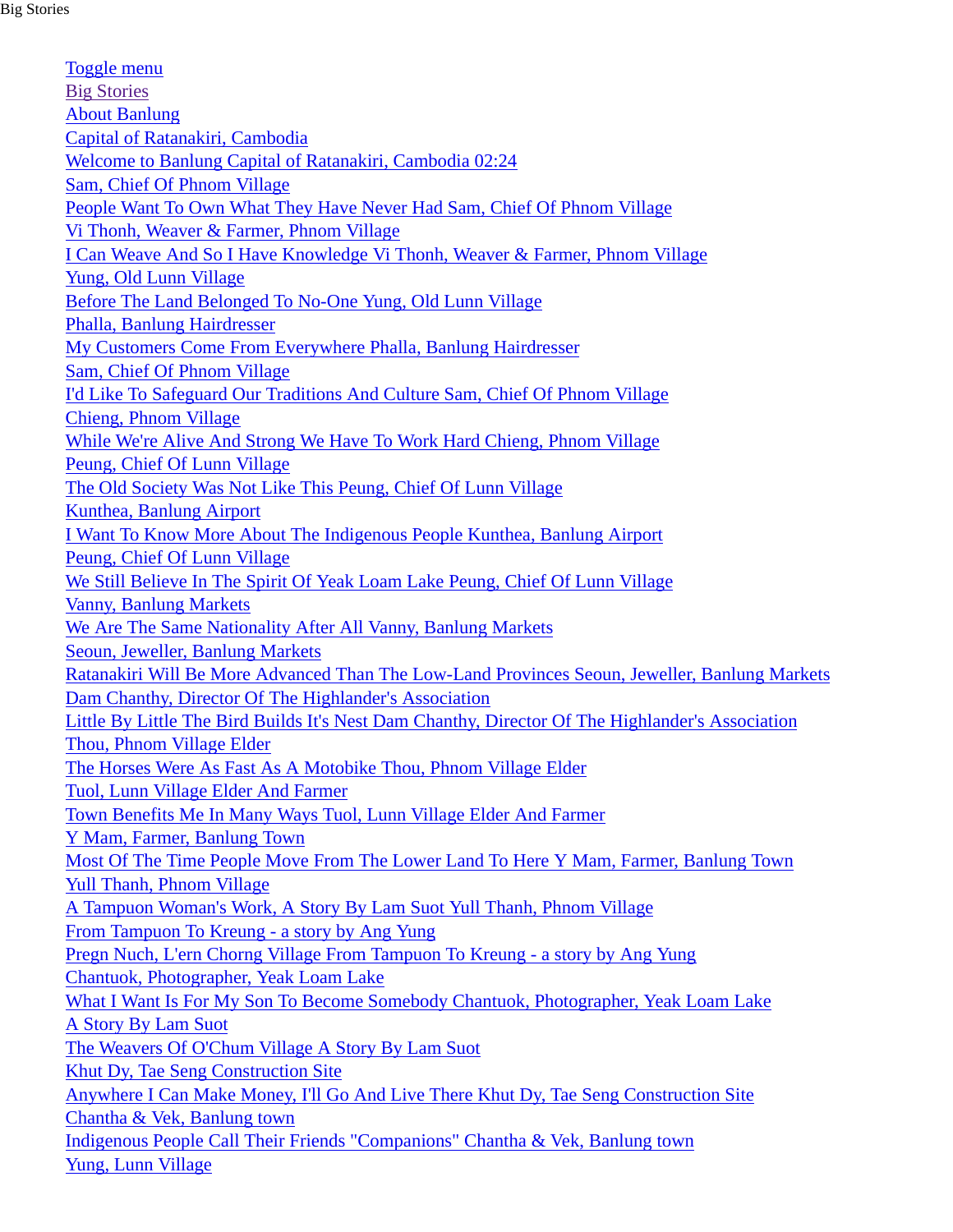Big Stories

- [Toggle menu]
- [Big Stories]
- [About Banlung]
- [Capital of Ratanakiri, Cambodia]
- [Welcome to Banlung Capital of Ratanakiri, Cambodia 02:24]
- [Sam, Chief Of Phnom Village]
- [People Want To Own What They Have Never Had Sam, Chief Of Phnom Village]
- [Vi Thonh, Weaver & Farmer, Phnom Village]
- [I Can Weave And So I Have Knowledge Vi Thonh, Weaver & Farmer, Phnom Village]
- [Yung, Old Lunn Village]
- [Before The Land Belonged To No-One Yung, Old Lunn Village]
- [Phalla, Banlung Hairdresser]
- [My Customers Come From Everywhere Phalla, Banlung Hairdresser]
- [Sam, Chief Of Phnom Village]
- [I'd Like To Safeguard Our Traditions And Culture Sam, Chief Of Phnom Village]
- [Chieng, Phnom Village]
- [While We're Alive And Strong We Have To Work Hard Chieng, Phnom Village]
- [Peung, Chief Of Lunn Village]
- [The Old Society Was Not Like This Peung, Chief Of Lunn Village]
- [Kunthea, Banlung Airport]
- [I Want To Know More About The Indigenous People Kunthea, Banlung Airport]
- [Peung, Chief Of Lunn Village]
- [We Still Believe In The Spirit Of Yeak Loam Lake Peung, Chief Of Lunn Village]
- [Vanny, Banlung Markets]
- [We Are The Same Nationality After All Vanny, Banlung Markets]
- [Seoun, Jeweller, Banlung Markets]
- [Ratanakiri Will Be More Advanced Than The Low-Land Provinces Seoun, Jeweller, Banlung Markets]
- [Dam Chanthy, Director Of The Highlander's Association]
- [Little By Little The Bird Builds It's Nest Dam Chanthy, Director Of The Highlander's Association]
- [Thou, Phnom Village Elder]
- [The Horses Were As Fast As A Motobike Thou, Phnom Village Elder]
- [Tuol, Lunn Village Elder And Farmer]
- [Town Benefits Me In Many Ways Tuol, Lunn Village Elder And Farmer]
- [Y Mam, Farmer, Banlung Town]
- [Most Of The Time People Move From The Lower Land To Here Y Mam, Farmer, Banlung Town]
- [Yull Thanh, Phnom Village]
- [A Tampuon Woman's Work, A Story By Lam Suot Yull Thanh, Phnom Village]
- [From Tampuon To Kreung - a story by Ang Yung]
- [Pregn Nuch, L'ern Chorng Village From Tampuon To Kreung - a story by Ang Yung]
- [Chantuok, Photographer, Yeak Loam Lake]
- [What I Want Is For My Son To Become Somebody Chantuok, Photographer, Yeak Loam Lake]
- [A Story By Lam Suot]
- [The Weavers Of O'Chum Village A Story By Lam Suot]
- [Khut Dy, Tae Seng Construction Site]
- [Anywhere I Can Make Money, I'll Go And Live There Khut Dy, Tae Seng Construction Site]
- [Chantha & Vek, Banlung town]
- [Indigenous People Call Their Friends "Companions" Chantha & Vek, Banlung town]
- [Yung, Lunn Village]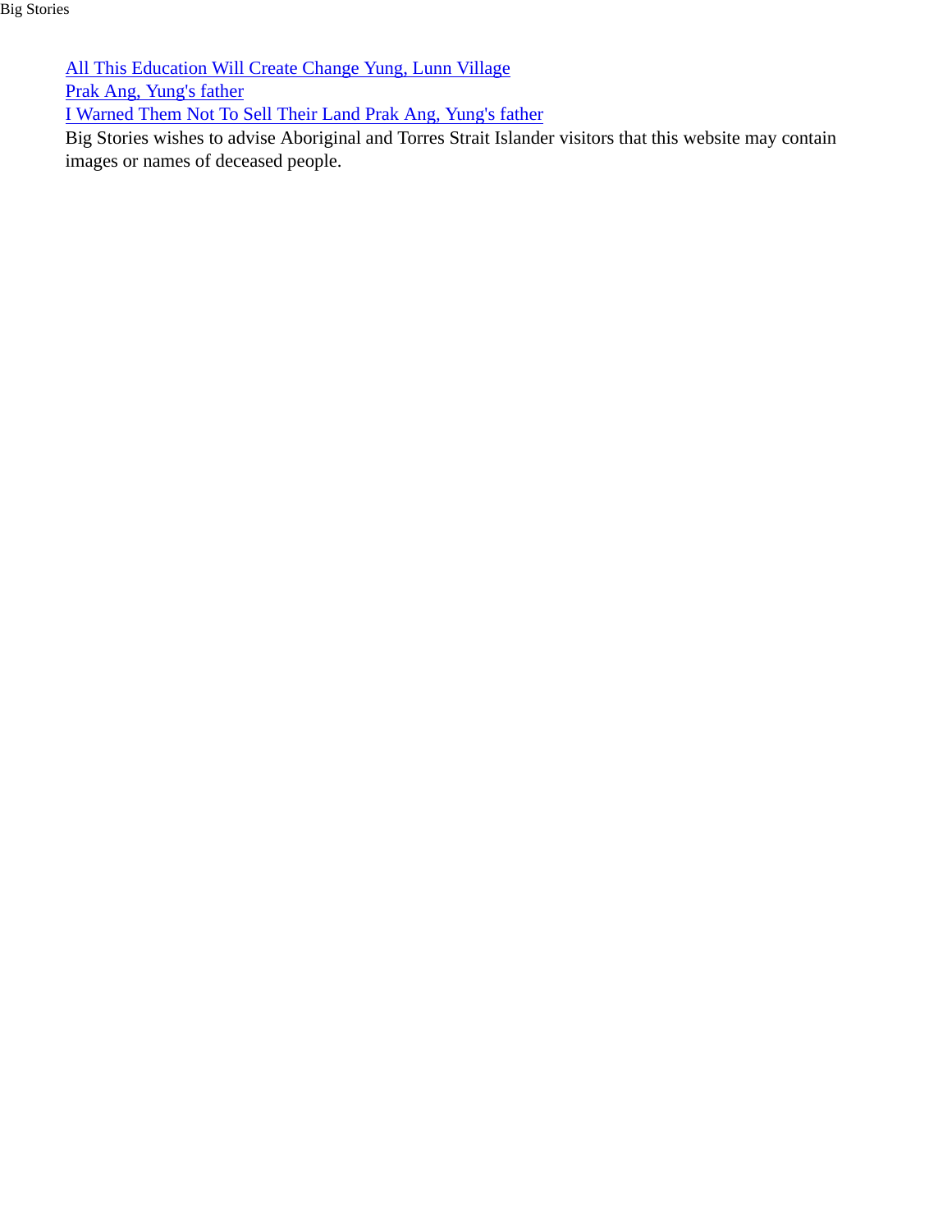All This Education Will Create Change Yung, Lunn Village
Prak Ang, Yung's father
I Warned Them Not To Sell Their Land Prak Ang, Yung's father
Big Stories wishes to advise Aboriginal and Torres Strait Islander visitors that this website may contain images or names of deceased people.